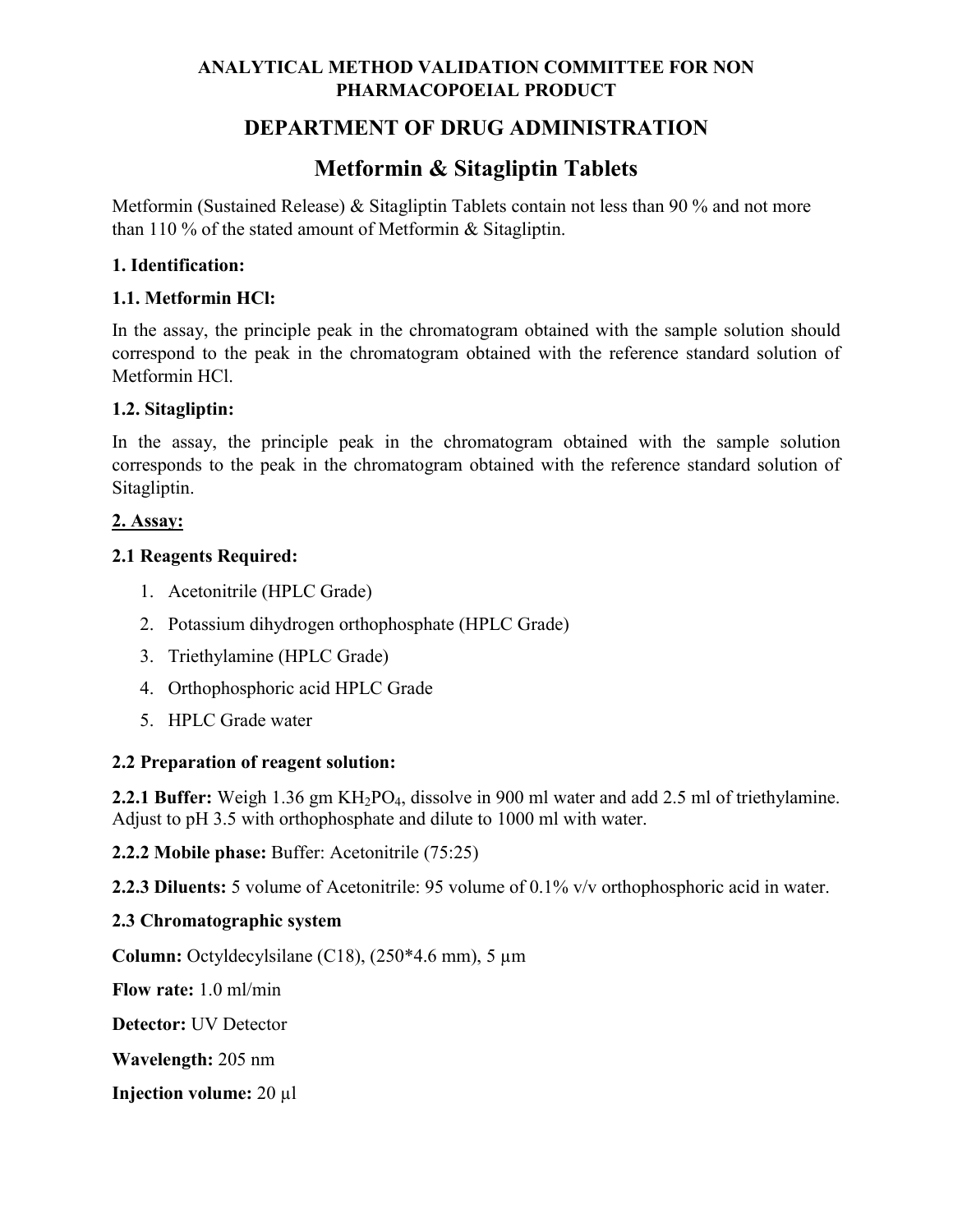**ANALYTICAL METHOD VALIDATION COMMITTEE FOR NON PHARMACOPOEIAL PRODUCT**

## DEPARTMENT OF DRUG ADMINISTRATION

# Metformin & Sitagliptin Tablets

Metformin (Sustained Release) & Sitagliptin Tablets contain not less than 90 % and not more than 110 % of the stated amount of Metformin & Sitagliptin.

### 1. Identification:

#### 1.1. Metformin HCl:

In the assay, the principle peak in the chromatogram obtained with the sample solution should correspond to the peak in the chromatogram obtained with the reference standard solution of Metformin HCl.

#### 1.2. Sitagliptin:

In the assay, the principle peak in the chromatogram obtained with the sample solution corresponds to the peak in the chromatogram obtained with the reference standard solution of Sitagliptin.

### 2. Assay:

#### 2.1 Reagents Required:

1. Acetonitrile (HPLC Grade)
2. Potassium dihydrogen orthophosphate (HPLC Grade)
3. Triethylamine (HPLC Grade)
4. Orthophosphoric acid HPLC Grade
5. HPLC Grade water

#### 2.2 Preparation of reagent solution:

**2.2.1 Buffer:** Weigh 1.36 gm $KH_2PO_4$, dissolve in 900 ml water and add 2.5 ml of triethylamine. Adjust to pH 3.5 with orthophosphate and dilute to 1000 ml with water.

**2.2.2 Mobile phase:** Buffer: Acetonitrile (75:25)

**2.2.3 Diluents:** 5 volume of Acetonitrile: 95 volume of 0.1% v/v orthophosphoric acid in water.

#### 2.3 Chromatographic system

**Column:** Octyldecylsilane (C18), (250*4.6 mm), 5 μm

**Flow rate:** 1.0 ml/min

**Detector:** UV Detector

**Wavelength:** 205 nm

**Injection volume:** 20 μl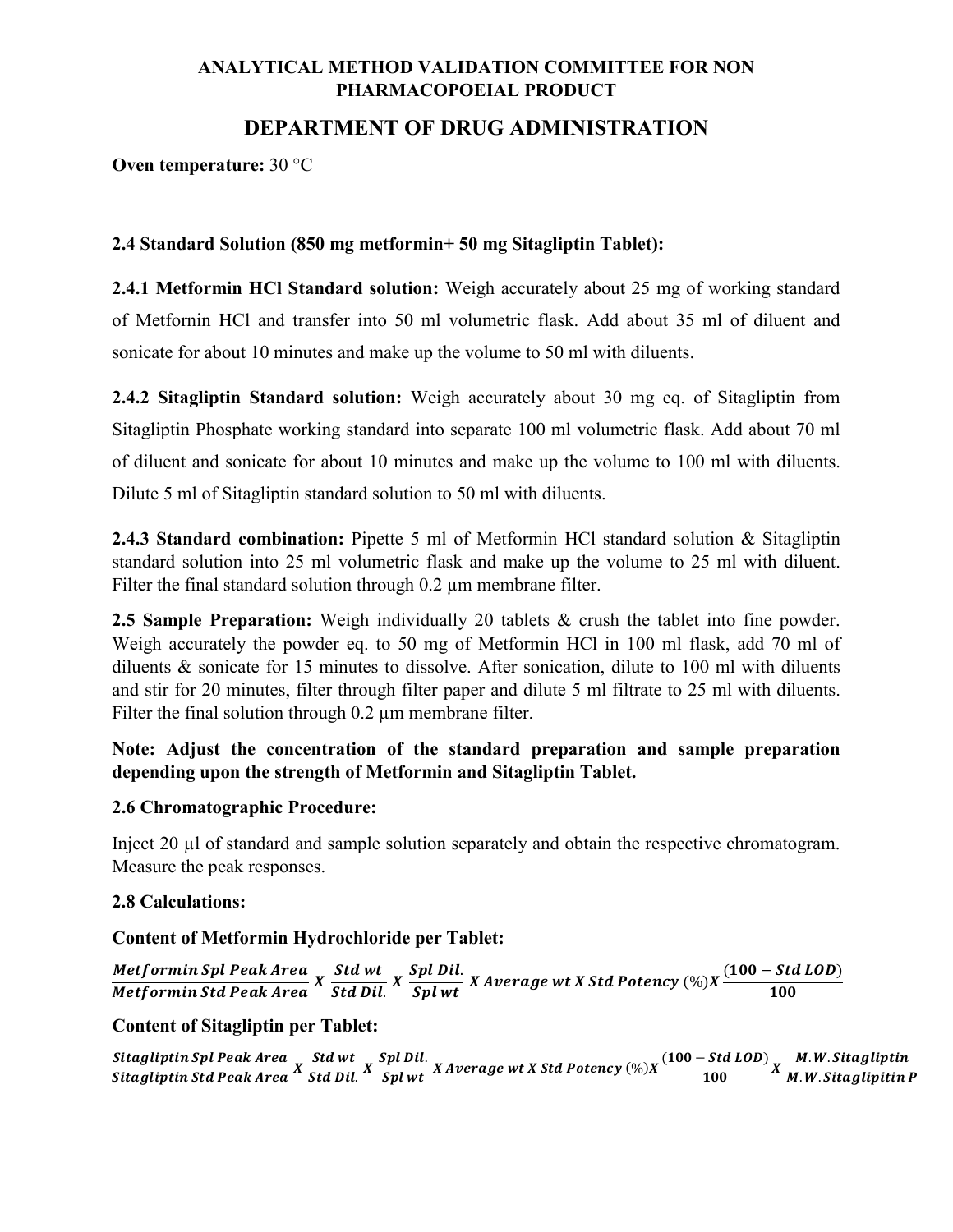**Oven temperature:** 30 °C

**2.4 Standard Solution (850 mg metformin+ 50 mg Sitagliptin Tablet):**

**2.4.1 Metformin HCl Standard solution:** Weigh accurately about 25 mg of working standard of Metfornin HCl and transfer into 50 ml volumetric flask. Add about 35 ml of diluent and sonicate for about 10 minutes and make up the volume to 50 ml with diluents.

**2.4.2 Sitagliptin Standard solution:** Weigh accurately about 30 mg eq. of Sitagliptin from Sitagliptin Phosphate working standard into separate 100 ml volumetric flask. Add about 70 ml of diluent and sonicate for about 10 minutes and make up the volume to 100 ml with diluents. Dilute 5 ml of Sitagliptin standard solution to 50 ml with diluents.

**2.4.3 Standard combination:** Pipette 5 ml of Metformin HCl standard solution & Sitagliptin standard solution into 25 ml volumetric flask and make up the volume to 25 ml with diluent. Filter the final standard solution through 0.2 µm membrane filter.

**2.5 Sample Preparation:** Weigh individually 20 tablets & crush the tablet into fine powder. Weigh accurately the powder eq. to 50 mg of Metformin HCl in 100 ml flask, add 70 ml of diluents & sonicate for 15 minutes to dissolve. After sonication, dilute to 100 ml with diluents and stir for 20 minutes, filter through filter paper and dilute 5 ml filtrate to 25 ml with diluents. Filter the final solution through 0.2 µm membrane filter.

**Note: Adjust the concentration of the standard preparation and sample preparation depending upon the strength of Metformin and Sitagliptin Tablet.**

**2.6 Chromatographic Procedure:**

Inject 20 µl of standard and sample solution separately and obtain the respective chromatogram. Measure the peak responses.

**2.8 Calculations:**

**Content of Metformin Hydrochloride per Tablet:**

$$\frac{\textit{Metformin Spl Peak Area}}{\textit{Metformin Std Peak Area}} \; X \; \frac{\textit{Std wt}}{\textit{Std Dil.}} \; X \; \frac{\textit{Spl Dil.}}{\textit{Spl wt}} \; X \textit{ Average wt } X \textit{ Std Potency } (\%) X \frac{(100 - \textit{Std LOD})}{100}$$

**Content of Sitagliptin per Tablet:**

$$\frac{\textit{Sitagliptin Spl Peak Area}}{\textit{Sitagliptin Std Peak Area}} \; X \; \frac{\textit{Std wt}}{\textit{Std Dil.}} \; X \; \frac{\textit{Spl Dil.}}{\textit{Spl wt}} \; X \textit{ Average wt } X \textit{ Std Potency } (\%) X \frac{(100 - \textit{Std LOD})}{100} X \frac{\textit{M.W.Sitagliptin}}{\textit{M.W.Sitaglipitin P}}$$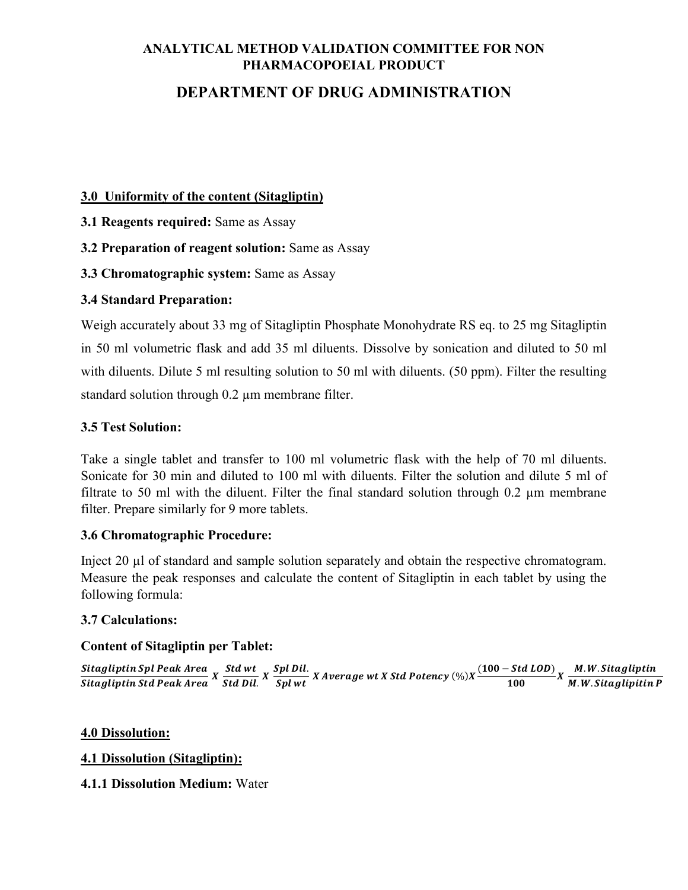**ANALYTICAL METHOD VALIDATION COMMITTEE FOR NON PHARMACOPOEIAL PRODUCT**

## DEPARTMENT OF DRUG ADMINISTRATION

### 3.0 Uniformity of the content (Sitagliptin)

**3.1 Reagents required:** Same as Assay

**3.2 Preparation of reagent solution:** Same as Assay

**3.3 Chromatographic system:** Same as Assay

**3.4 Standard Preparation:**

Weigh accurately about 33 mg of Sitagliptin Phosphate Monohydrate RS eq. to 25 mg Sitagliptin in 50 ml volumetric flask and add 35 ml diluents. Dissolve by sonication and diluted to 50 ml with diluents. Dilute 5 ml resulting solution to 50 ml with diluents. (50 ppm). Filter the resulting standard solution through 0.2 μm membrane filter.

**3.5 Test Solution:**

Take a single tablet and transfer to 100 ml volumetric flask with the help of 70 ml diluents. Sonicate for 30 min and diluted to 100 ml with diluents. Filter the solution and dilute 5 ml of filtrate to 50 ml with the diluent. Filter the final standard solution through 0.2 μm membrane filter. Prepare similarly for 9 more tablets.

**3.6 Chromatographic Procedure:**

Inject 20 μl of standard and sample solution separately and obtain the respective chromatogram. Measure the peak responses and calculate the content of Sitagliptin in each tablet by using the following formula:

**3.7 Calculations:**

**Content of Sitagliptin per Tablet:**

$$\frac{\textbf{Sitagliptin Spl Peak Area}}{\textbf{Sitagliptin Std Peak Area}} \; X \; \frac{\textbf{Std wt}}{\textbf{Std Dil.}} \; X \; \frac{\textbf{Spl Dil.}}{\textbf{Spl wt}} \; X \; \textbf{Average wt} \; X \; \textbf{Std Potency}\,(\%) X \frac{(\textbf{100} - \textbf{Std LOD})}{\textbf{100}} X \; \frac{\textbf{M.W. Sitagliptin}}{\textbf{M.W. Sitaglipitin P}}$$

### 4.0 Dissolution:

#### 4.1 Dissolution (Sitagliptin):

**4.1.1 Dissolution Medium:** Water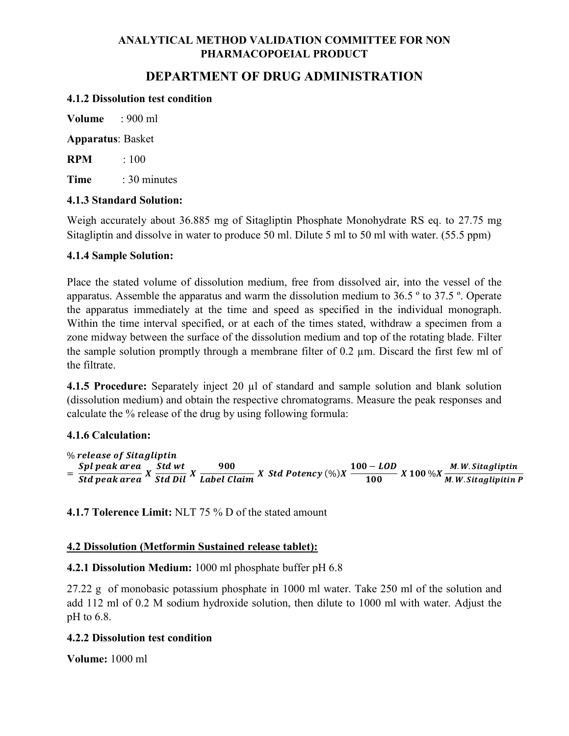**ANALYTICAL METHOD VALIDATION COMMITTEE FOR NON PHARMACOPOEIAL PRODUCT**

## DEPARTMENT OF DRUG ADMINISTRATION

### 4.1.2 Dissolution test condition

**Volume** : 900 ml

**Apparatus**: Basket

**RPM** : 100

**Time** : 30 minutes

### 4.1.3 Standard Solution:

Weigh accurately about 36.885 mg of Sitagliptin Phosphate Monohydrate RS eq. to 27.75 mg Sitagliptin and dissolve in water to produce 50 ml. Dilute 5 ml to 50 ml with water. (55.5 ppm)

### 4.1.4 Sample Solution:

Place the stated volume of dissolution medium, free from dissolved air, into the vessel of the apparatus. Assemble the apparatus and warm the dissolution medium to 36.5 º to 37.5 º. Operate the apparatus immediately at the time and speed as specified in the individual monograph. Within the time interval specified, or at each of the times stated, withdraw a specimen from a zone midway between the surface of the dissolution medium and top of the rotating blade. Filter the sample solution promptly through a membrane filter of 0.2 µm. Discard the first few ml of the filtrate.

**4.1.5 Procedure:** Separately inject 20 µl of standard and sample solution and blank solution (dissolution medium) and obtain the respective chromatograms. Measure the peak responses and calculate the % release of the drug by using following formula:

### 4.1.6 Calculation:

$$\%\ \textit{release of Sitagliptin} = \frac{\textit{Spl peak area}}{\textit{Std peak area}} X \frac{\textit{Std wt}}{\textit{Std Dil}} X \frac{900}{\textit{Label Claim}} X\ \textit{Std Potency}\ (\%) X \frac{100 - LOD}{100} X\ 100\ \% X \frac{\textit{M.W. Sitagliptin}}{\textit{M.W. Sitaglipitin P}}$$

**4.1.7 Tolerence Limit:** NLT 75 % D of the stated amount

### <u>4.2 Dissolution (Metformin Sustained release tablet):</u>

**4.2.1 Dissolution Medium:** 1000 ml phosphate buffer pH 6.8

27.22 g of monobasic potassium phosphate in 1000 ml water. Take 250 ml of the solution and add 112 ml of 0.2 M sodium hydroxide solution, then dilute to 1000 ml with water. Adjust the pH to 6.8.

### 4.2.2 Dissolution test condition

**Volume:** 1000 ml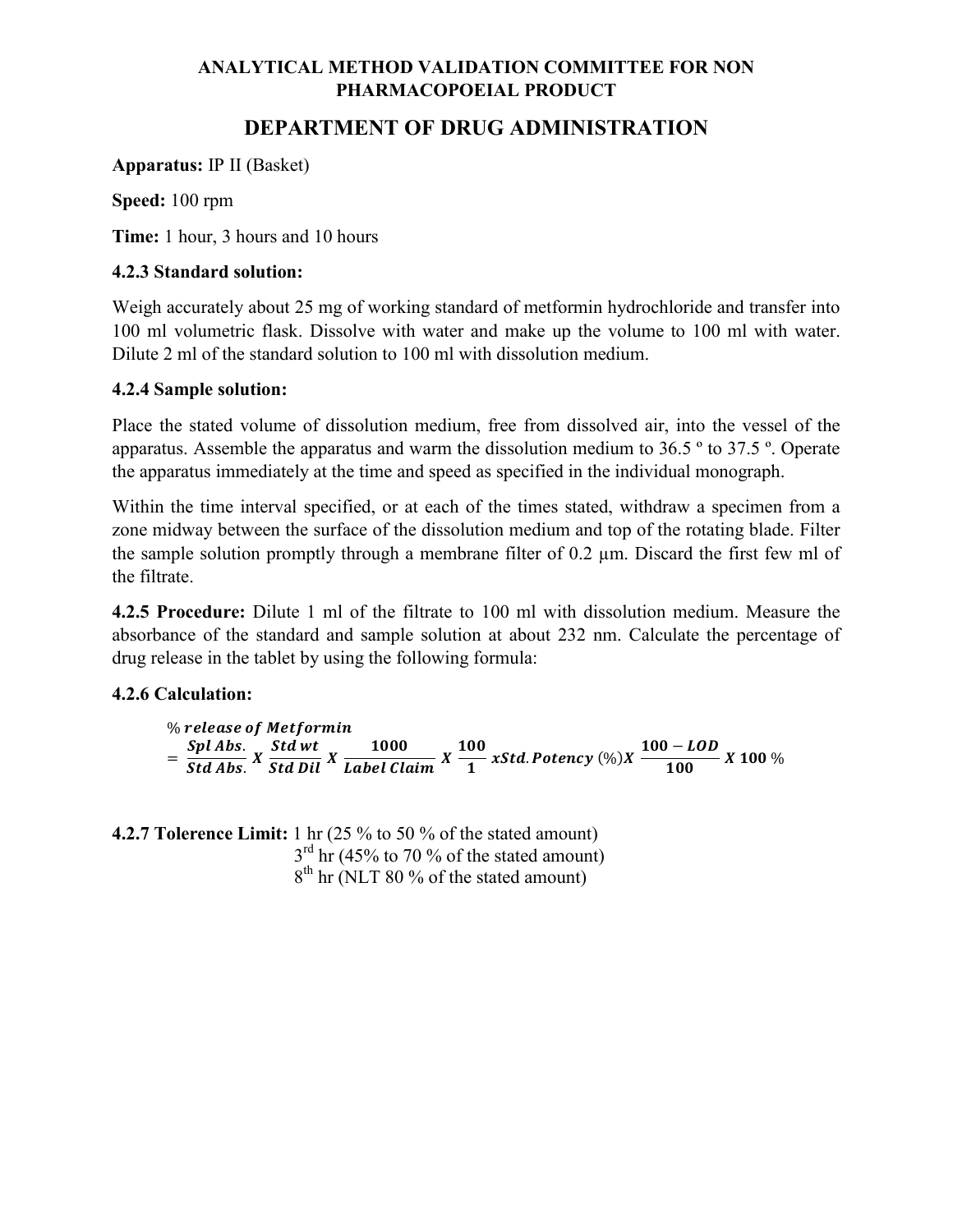**ANALYTICAL METHOD VALIDATION COMMITTEE FOR NON PHARMACOPOEIAL PRODUCT**

## DEPARTMENT OF DRUG ADMINISTRATION

**Apparatus:** IP II (Basket)

**Speed:** 100 rpm

**Time:** 1 hour, 3 hours and 10 hours

### 4.2.3 Standard solution:

Weigh accurately about 25 mg of working standard of metformin hydrochloride and transfer into 100 ml volumetric flask. Dissolve with water and make up the volume to 100 ml with water. Dilute 2 ml of the standard solution to 100 ml with dissolution medium.

### 4.2.4 Sample solution:

Place the stated volume of dissolution medium, free from dissolved air, into the vessel of the apparatus. Assemble the apparatus and warm the dissolution medium to 36.5 º to 37.5 º. Operate the apparatus immediately at the time and speed as specified in the individual monograph.

Within the time interval specified, or at each of the times stated, withdraw a specimen from a zone midway between the surface of the dissolution medium and top of the rotating blade. Filter the sample solution promptly through a membrane filter of 0.2 µm. Discard the first few ml of the filtrate.

**4.2.5 Procedure:** Dilute 1 ml of the filtrate to 100 ml with dissolution medium. Measure the absorbance of the standard and sample solution at about 232 nm. Calculate the percentage of drug release in the tablet by using the following formula:

### 4.2.6 Calculation:

$$\%\ \boldsymbol{release\ of\ Metformin} = \frac{\boldsymbol{Spl\ Abs.}}{\boldsymbol{Std\ Abs.}}\ \boldsymbol{X}\ \frac{\boldsymbol{Std\ wt}}{\boldsymbol{Std\ Dil}}\ \boldsymbol{X}\ \frac{\boldsymbol{1000}}{\boldsymbol{Label\ Claim}}\ \boldsymbol{X}\ \frac{\boldsymbol{100}}{\boldsymbol{1}}\ \boldsymbol{x Std.Potency}\ (\%) \boldsymbol{X}\ \frac{\boldsymbol{100 - LOD}}{\boldsymbol{100}}\ \boldsymbol{X}\ \boldsymbol{100}\ \%$$

**4.2.7 Tolerence Limit:** 1 hr (25 % to 50 % of the stated amount)
3rd hr (45% to 70 % of the stated amount)
8th hr (NLT 80 % of the stated amount)